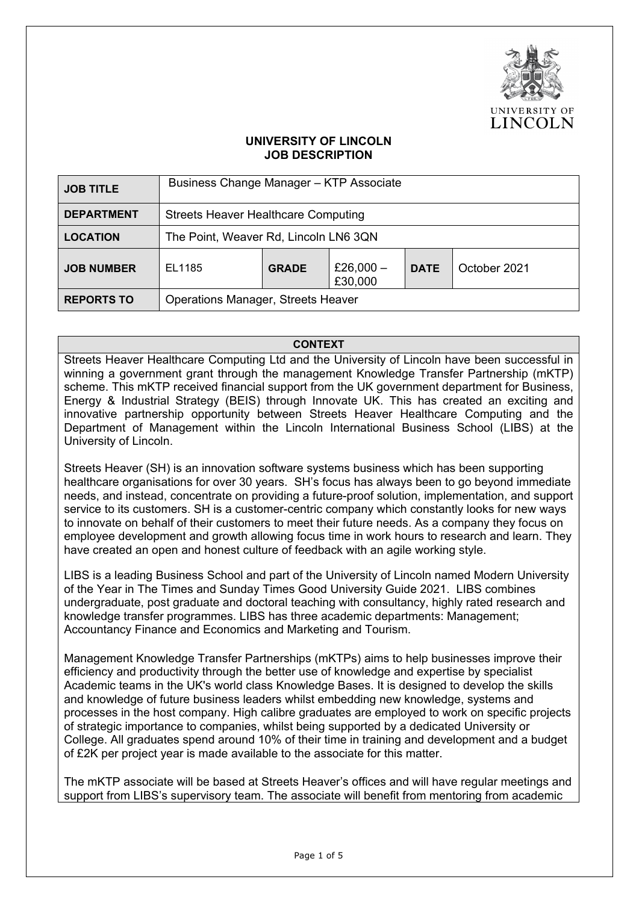# UNIVERSITY OF LINCOLN
## JOB DESCRIPTION

| JOB TITLE | Business Change Manager – KTP Associate | | | | |
|---|---|---|---|---|---|
| DEPARTMENT | Streets Heaver Healthcare Computing | | | | |
| LOCATION | The Point, Weaver Rd, Lincoln LN6 3QN | | | | |
| JOB NUMBER | EL1185 | GRADE | £26,000 – £30,000 | DATE | October 2021 |
| REPORTS TO | Operations Manager, Streets Heaver | | | | |

## CONTEXT

Streets Heaver Healthcare Computing Ltd and the University of Lincoln have been successful in winning a government grant through the management Knowledge Transfer Partnership (mKTP) scheme. This mKTP received financial support from the UK government department for Business, Energy & Industrial Strategy (BEIS) through Innovate UK. This has created an exciting and innovative partnership opportunity between Streets Heaver Healthcare Computing and the Department of Management within the Lincoln International Business School (LIBS) at the University of Lincoln.

Streets Heaver (SH) is an innovation software systems business which has been supporting healthcare organisations for over 30 years. SH's focus has always been to go beyond immediate needs, and instead, concentrate on providing a future-proof solution, implementation, and support service to its customers. SH is a customer-centric company which constantly looks for new ways to innovate on behalf of their customers to meet their future needs. As a company they focus on employee development and growth allowing focus time in work hours to research and learn. They have created an open and honest culture of feedback with an agile working style.

LIBS is a leading Business School and part of the University of Lincoln named Modern University of the Year in The Times and Sunday Times Good University Guide 2021. LIBS combines undergraduate, post graduate and doctoral teaching with consultancy, highly rated research and knowledge transfer programmes. LIBS has three academic departments: Management; Accountancy Finance and Economics and Marketing and Tourism.

Management Knowledge Transfer Partnerships (mKTPs) aims to help businesses improve their efficiency and productivity through the better use of knowledge and expertise by specialist Academic teams in the UK's world class Knowledge Bases. It is designed to develop the skills and knowledge of future business leaders whilst embedding new knowledge, systems and processes in the host company. High calibre graduates are employed to work on specific projects of strategic importance to companies, whilst being supported by a dedicated University or College. All graduates spend around 10% of their time in training and development and a budget of £2K per project year is made available to the associate for this matter.

The mKTP associate will be based at Streets Heaver's offices and will have regular meetings and support from LIBS's supervisory team. The associate will benefit from mentoring from academic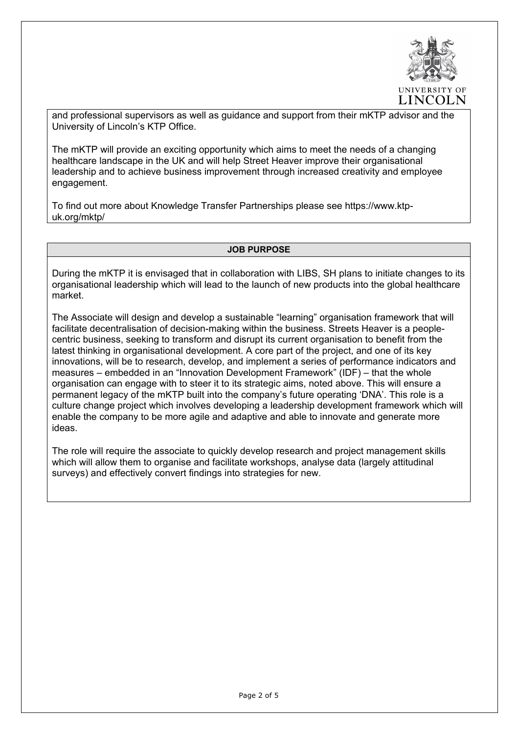and professional supervisors as well as guidance and support from their mKTP advisor and the University of Lincoln's KTP Office.

The mKTP will provide an exciting opportunity which aims to meet the needs of a changing healthcare landscape in the UK and will help Street Heaver improve their organisational leadership and to achieve business improvement through increased creativity and employee engagement.

To find out more about Knowledge Transfer Partnerships please see https://www.ktp-uk.org/mktp/

## JOB PURPOSE

During the mKTP it is envisaged that in collaboration with LIBS, SH plans to initiate changes to its organisational leadership which will lead to the launch of new products into the global healthcare market.

The Associate will design and develop a sustainable "learning" organisation framework that will facilitate decentralisation of decision-making within the business. Streets Heaver is a people-centric business, seeking to transform and disrupt its current organisation to benefit from the latest thinking in organisational development. A core part of the project, and one of its key innovations, will be to research, develop, and implement a series of performance indicators and measures – embedded in an "Innovation Development Framework" (IDF) – that the whole organisation can engage with to steer it to its strategic aims, noted above. This will ensure a permanent legacy of the mKTP built into the company's future operating 'DNA'. This role is a culture change project which involves developing a leadership development framework which will enable the company to be more agile and adaptive and able to innovate and generate more ideas.

The role will require the associate to quickly develop research and project management skills which will allow them to organise and facilitate workshops, analyse data (largely attitudinal surveys) and effectively convert findings into strategies for new.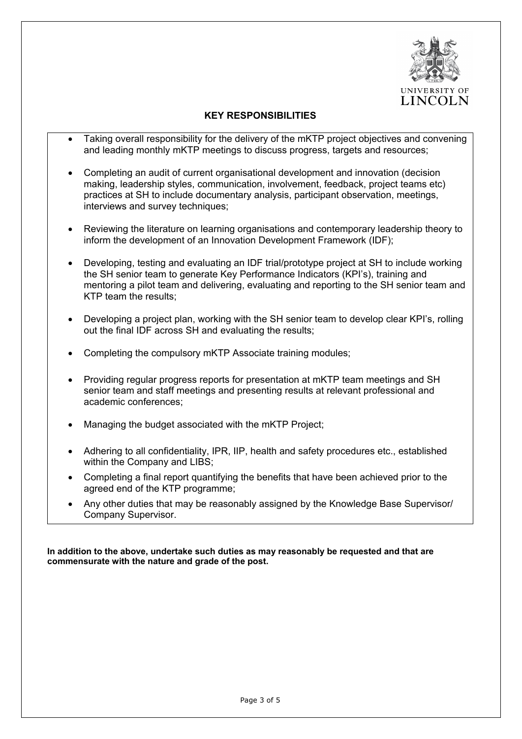## KEY RESPONSIBILITIES

- Taking overall responsibility for the delivery of the mKTP project objectives and convening and leading monthly mKTP meetings to discuss progress, targets and resources;
- Completing an audit of current organisational development and innovation (decision making, leadership styles, communication, involvement, feedback, project teams etc) practices at SH to include documentary analysis, participant observation, meetings, interviews and survey techniques;
- Reviewing the literature on learning organisations and contemporary leadership theory to inform the development of an Innovation Development Framework (IDF);
- Developing, testing and evaluating an IDF trial/prototype project at SH to include working the SH senior team to generate Key Performance Indicators (KPI's), training and mentoring a pilot team and delivering, evaluating and reporting to the SH senior team and KTP team the results;
- Developing a project plan, working with the SH senior team to develop clear KPI's, rolling out the final IDF across SH and evaluating the results;
- Completing the compulsory mKTP Associate training modules;
- Providing regular progress reports for presentation at mKTP team meetings and SH senior team and staff meetings and presenting results at relevant professional and academic conferences;
- Managing the budget associated with the mKTP Project;
- Adhering to all confidentiality, IPR, IIP, health and safety procedures etc., established within the Company and LIBS;
- Completing a final report quantifying the benefits that have been achieved prior to the agreed end of the KTP programme;
- Any other duties that may be reasonably assigned by the Knowledge Base Supervisor/ Company Supervisor.

**In addition to the above, undertake such duties as may reasonably be requested and that are commensurate with the nature and grade of the post.**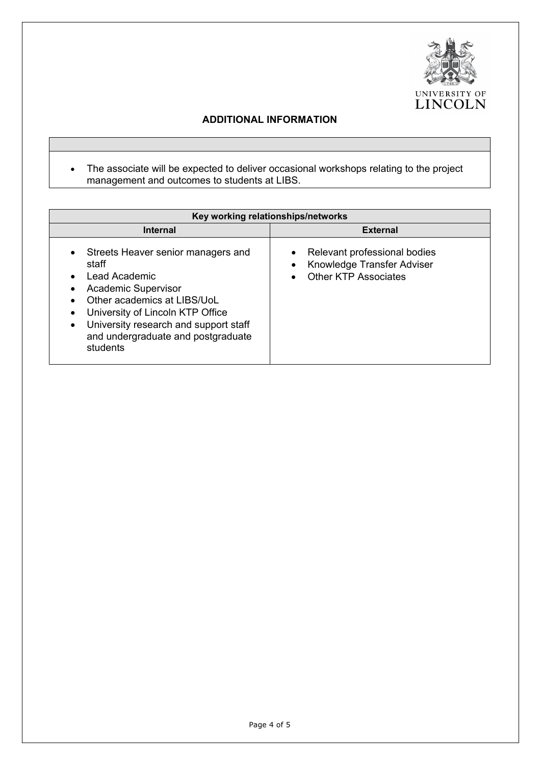## ADDITIONAL INFORMATION

- The associate will be expected to deliver occasional workshops relating to the project management and outcomes to students at LIBS.

| Key working relationships/networks | |
|---|---|
| **Internal** | **External** |
| • Streets Heaver senior managers and staff<br>• Lead Academic<br>• Academic Supervisor<br>• Other academics at LIBS/UoL<br>• University of Lincoln KTP Office<br>• University research and support staff and undergraduate and postgraduate students | • Relevant professional bodies<br>• Knowledge Transfer Adviser<br>• Other KTP Associates |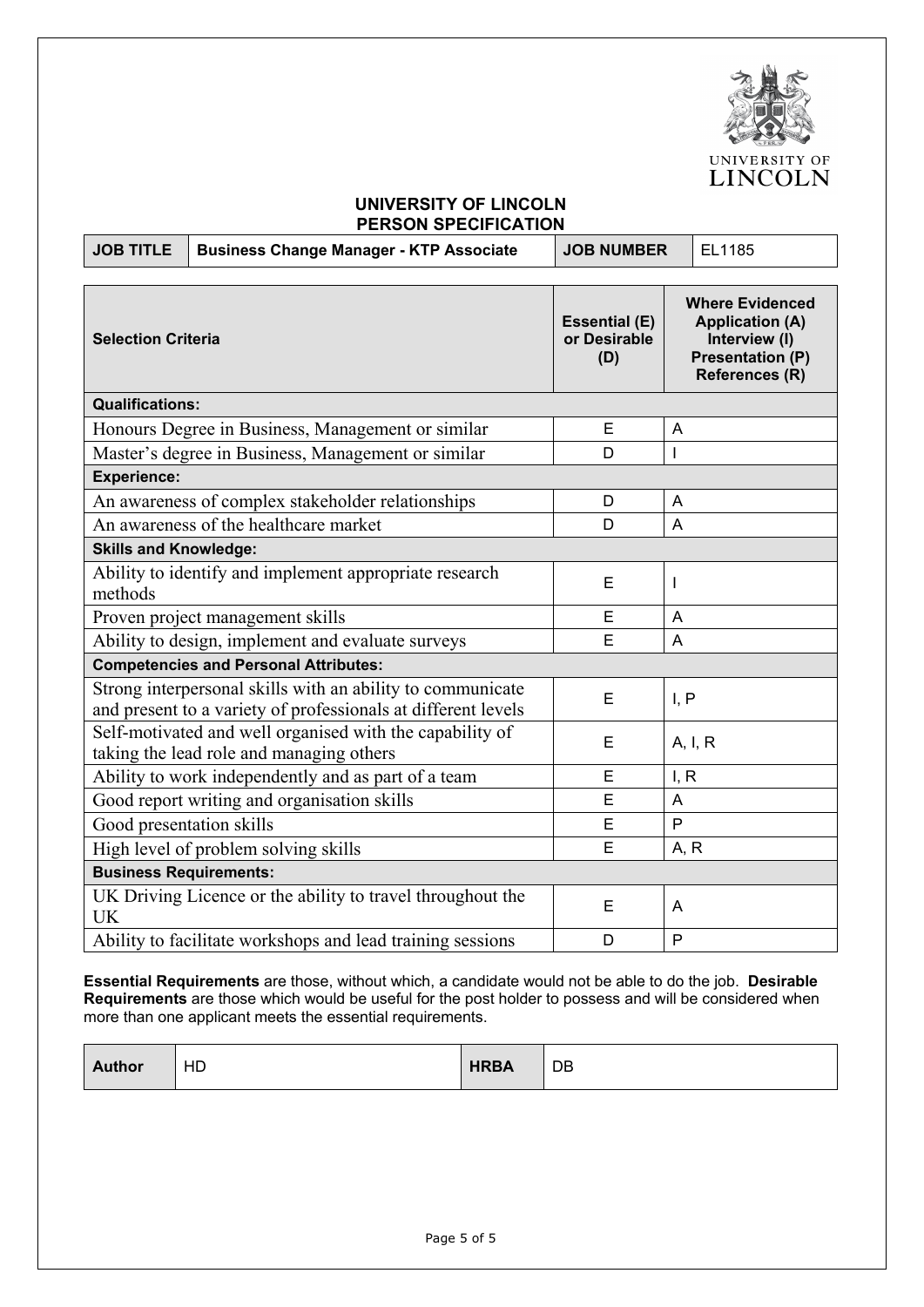UNIVERSITY OF LINCOLN

## UNIVERSITY OF LINCOLN
## PERSON SPECIFICATION

| **JOB TITLE** | **Business Change Manager - KTP Associate** | **JOB NUMBER** | EL1185 |
|---|---|---|---|

| **Selection Criteria** | **Essential (E) or Desirable (D)** | **Where Evidenced Application (A) Interview (I) Presentation (P) References (R)** |
|---|---|---|
| **Qualifications:** | | |
| Honours Degree in Business, Management or similar | E | A |
| Master's degree in Business, Management or similar | D | I |
| **Experience:** | | |
| An awareness of complex stakeholder relationships | D | A |
| An awareness of the healthcare market | D | A |
| **Skills and Knowledge:** | | |
| Ability to identify and implement appropriate research methods | E | I |
| Proven project management skills | E | A |
| Ability to design, implement and evaluate surveys | E | A |
| **Competencies and Personal Attributes:** | | |
| Strong interpersonal skills with an ability to communicate and present to a variety of professionals at different levels | E | I, P |
| Self-motivated and well organised with the capability of taking the lead role and managing others | E | A, I, R |
| Ability to work independently and as part of a team | E | I, R |
| Good report writing and organisation skills | E | A |
| Good presentation skills | E | P |
| High level of problem solving skills | E | A, R |
| **Business Requirements:** | | |
| UK Driving Licence or the ability to travel throughout the UK | E | A |
| Ability to facilitate workshops and lead training sessions | D | P |

**Essential Requirements** are those, without which, a candidate would not be able to do the job. **Desirable Requirements** are those which would be useful for the post holder to possess and will be considered when more than one applicant meets the essential requirements.

| **Author** | HD | **HRBA** | DB |
|---|---|---|---|